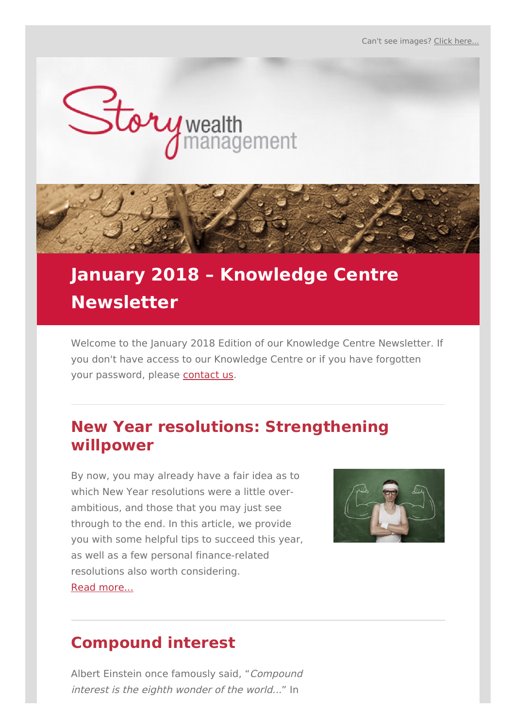Can't see images? Click here...

Story wealth management

# January 2018 – Knowledge Centre Newsletter

Welcome to the January 2018 Edition of our Knowledge Centre Newsletter. If you don't have access to our Knowledge Centre or if you have forgotten your password, please contact us.

## New Year resolutions: Strengthening willpower

By now, you may already have a fair idea as to which New Year resolutions were a little over-ambitious, and those that you may just see through to the end. In this article, we provide you with some helpful tips to succeed this year, as well as a few personal finance-related resolutions also worth considering.
Read more...

## Compound interest

Albert Einstein once famously said, "*Compound interest is the eighth wonder of the world...*" In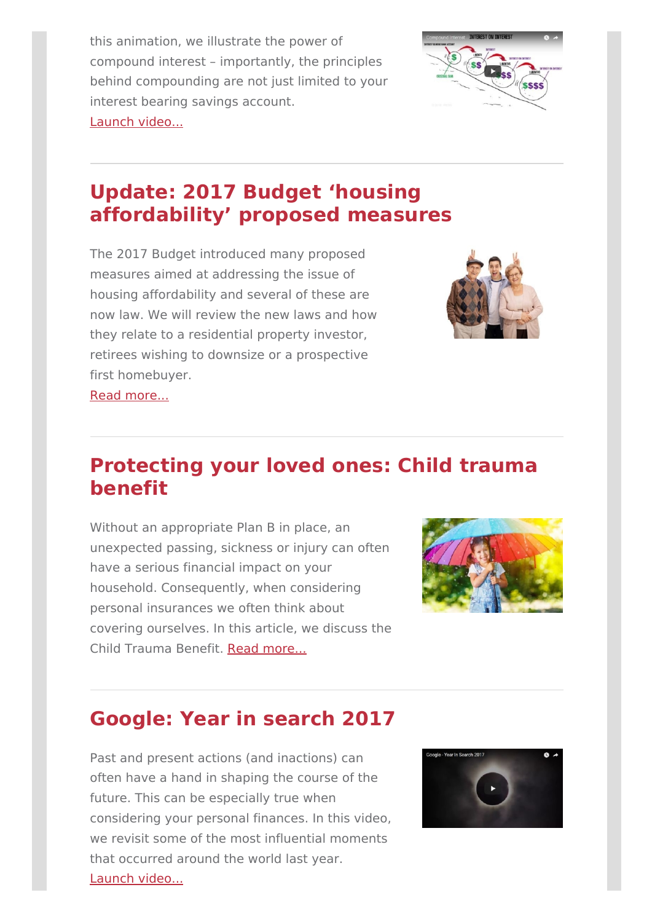this animation, we illustrate the power of compound interest – importantly, the principles behind compounding are not just limited to your interest bearing savings account.
Launch video...

## Update: 2017 Budget 'housing affordability' proposed measures

The 2017 Budget introduced many proposed measures aimed at addressing the issue of housing affordability and several of these are now law. We will review the new laws and how they relate to a residential property investor, retirees wishing to downsize or a prospective first homebuyer.
Read more...

## Protecting your loved ones: Child trauma benefit

Without an appropriate Plan B in place, an unexpected passing, sickness or injury can often have a serious financial impact on your household. Consequently, when considering personal insurances we often think about covering ourselves. In this article, we discuss the Child Trauma Benefit. Read more...

## Google: Year in search 2017

Past and present actions (and inactions) can often have a hand in shaping the course of the future. This can be especially true when considering your personal finances. In this video, we revisit some of the most influential moments that occurred around the world last year.
Launch video...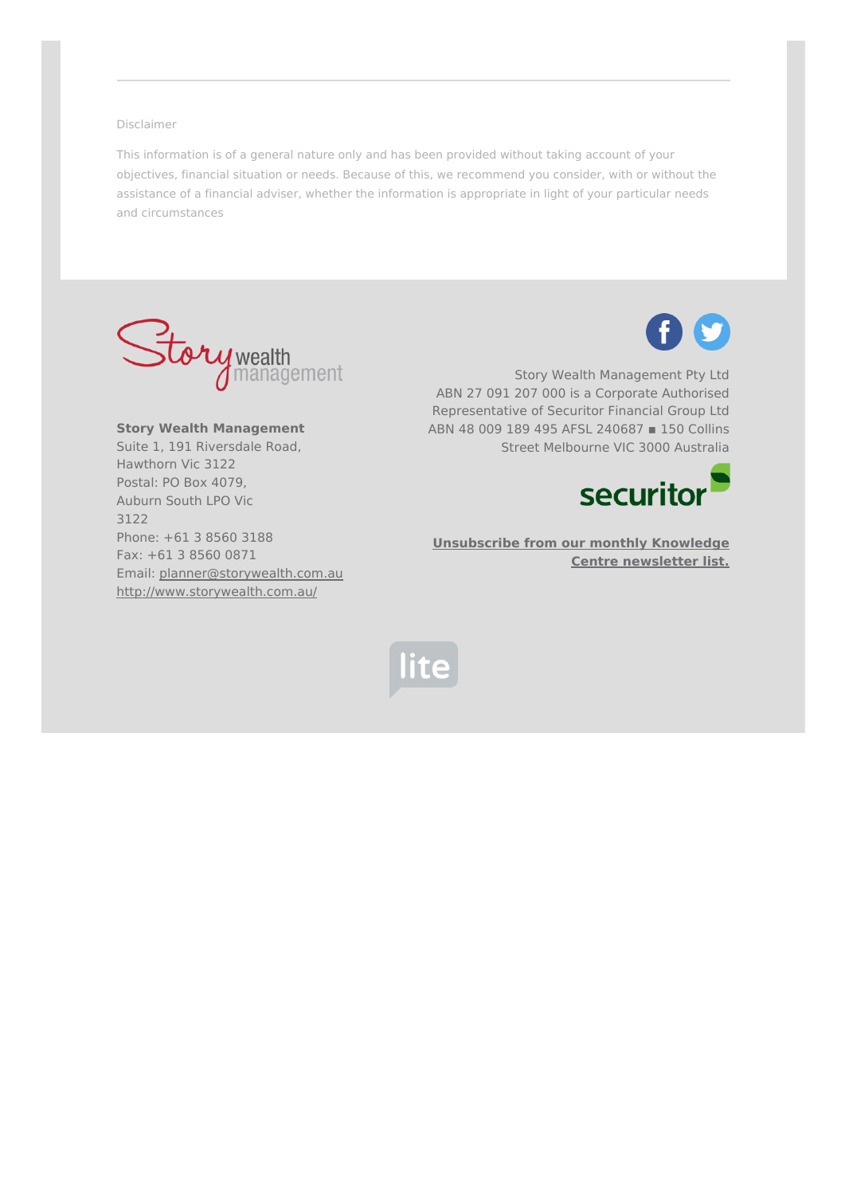Disclaimer

This information is of a general nature only and has been provided without taking account of your objectives, financial situation or needs. Because of this, we recommend you consider, with or without the assistance of a financial adviser, whether the information is appropriate in light of your particular needs and circumstances

**Story Wealth Management**
Suite 1, 191 Riversdale Road,
Hawthorn Vic 3122
Postal: PO Box 4079,
Auburn South LPO Vic
3122
Phone: +61 3 8560 3188
Fax: +61 3 8560 0871
Email: planner@storywealth.com.au
http://www.storywealth.com.au/

Story Wealth Management Pty Ltd
ABN 27 091 207 000 is a Corporate Authorised Representative of Securitor Financial Group Ltd ABN 48 009 189 495 AFSL 240687 ■ 150 Collins Street Melbourne VIC 3000 Australia

**Unsubscribe from our monthly Knowledge Centre newsletter list.**